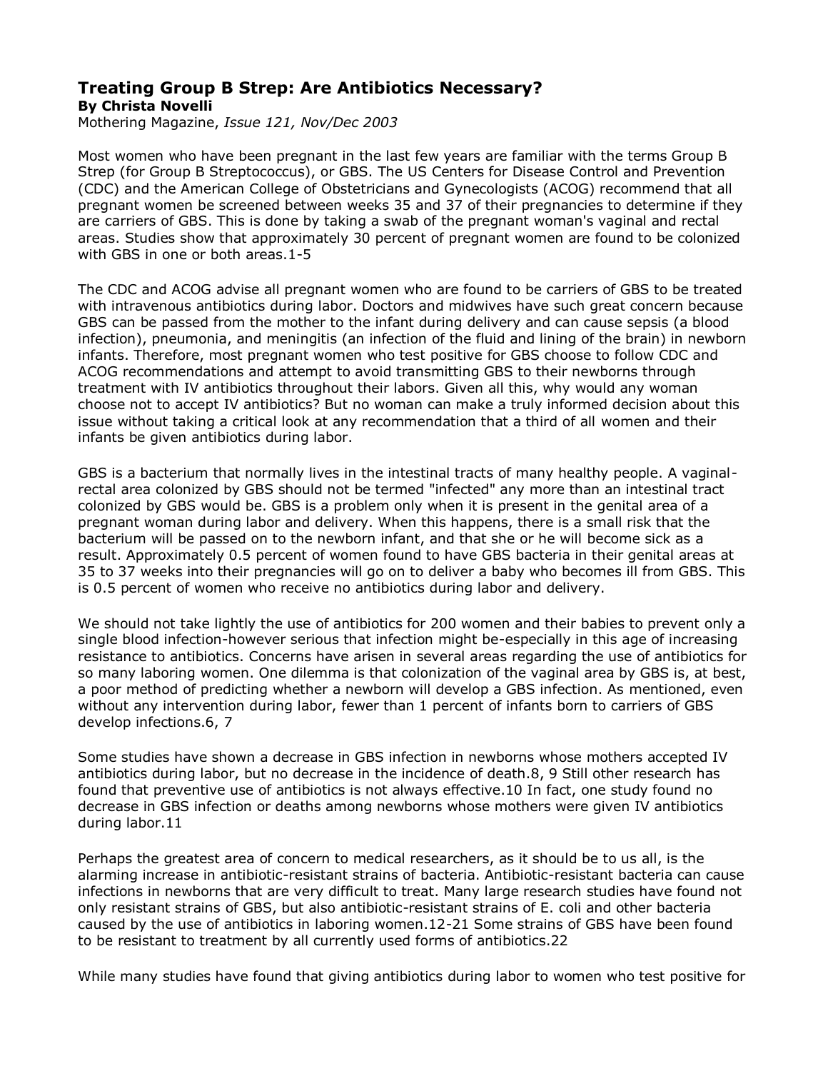# Treating Group B Strep: Are Antibiotics Necessary?

**By Christa Novelli**

Mothering Magazine, *Issue 121, Nov/Dec 2003*

Most women who have been pregnant in the last few years are familiar with the terms Group B Strep (for Group B Streptococcus), or GBS. The US Centers for Disease Control and Prevention (CDC) and the American College of Obstetricians and Gynecologists (ACOG) recommend that all pregnant women be screened between weeks 35 and 37 of their pregnancies to determine if they are carriers of GBS. This is done by taking a swab of the pregnant woman's vaginal and rectal areas. Studies show that approximately 30 percent of pregnant women are found to be colonized with GBS in one or both areas.[1-5]

The CDC and ACOG advise all pregnant women who are found to be carriers of GBS to be treated with intravenous antibiotics during labor. Doctors and midwives have such great concern because GBS can be passed from the mother to the infant during delivery and can cause sepsis (a blood infection), pneumonia, and meningitis (an infection of the fluid and lining of the brain) in newborn infants. Therefore, most pregnant women who test positive for GBS choose to follow CDC and ACOG recommendations and attempt to avoid transmitting GBS to their newborns through treatment with IV antibiotics throughout their labors. Given all this, why would any woman choose not to accept IV antibiotics? But no woman can make a truly informed decision about this issue without taking a critical look at any recommendation that a third of all women and their infants be given antibiotics during labor.

GBS is a bacterium that normally lives in the intestinal tracts of many healthy people. A vaginal-rectal area colonized by GBS should not be termed "infected" any more than an intestinal tract colonized by GBS would be. GBS is a problem only when it is present in the genital area of a pregnant woman during labor and delivery. When this happens, there is a small risk that the bacterium will be passed on to the newborn infant, and that she or he will become sick as a result. Approximately 0.5 percent of women found to have GBS bacteria in their genital areas at 35 to 37 weeks into their pregnancies will go on to deliver a baby who becomes ill from GBS. This is 0.5 percent of women who receive no antibiotics during labor and delivery.

We should not take lightly the use of antibiotics for 200 women and their babies to prevent only a single blood infection-however serious that infection might be-especially in this age of increasing resistance to antibiotics. Concerns have arisen in several areas regarding the use of antibiotics for so many laboring women. One dilemma is that colonization of the vaginal area by GBS is, at best, a poor method of predicting whether a newborn will develop a GBS infection. As mentioned, even without any intervention during labor, fewer than 1 percent of infants born to carriers of GBS develop infections.[6, 7]

Some studies have shown a decrease in GBS infection in newborns whose mothers accepted IV antibiotics during labor, but no decrease in the incidence of death.[8, 9] Still other research has found that preventive use of antibiotics is not always effective.[10] In fact, one study found no decrease in GBS infection or deaths among newborns whose mothers were given IV antibiotics during labor.[11]

Perhaps the greatest area of concern to medical researchers, as it should be to us all, is the alarming increase in antibiotic-resistant strains of bacteria. Antibiotic-resistant bacteria can cause infections in newborns that are very difficult to treat. Many large research studies have found not only resistant strains of GBS, but also antibiotic-resistant strains of E. coli and other bacteria caused by the use of antibiotics in laboring women.[12-21] Some strains of GBS have been found to be resistant to treatment by all currently used forms of antibiotics.[22]

While many studies have found that giving antibiotics during labor to women who test positive for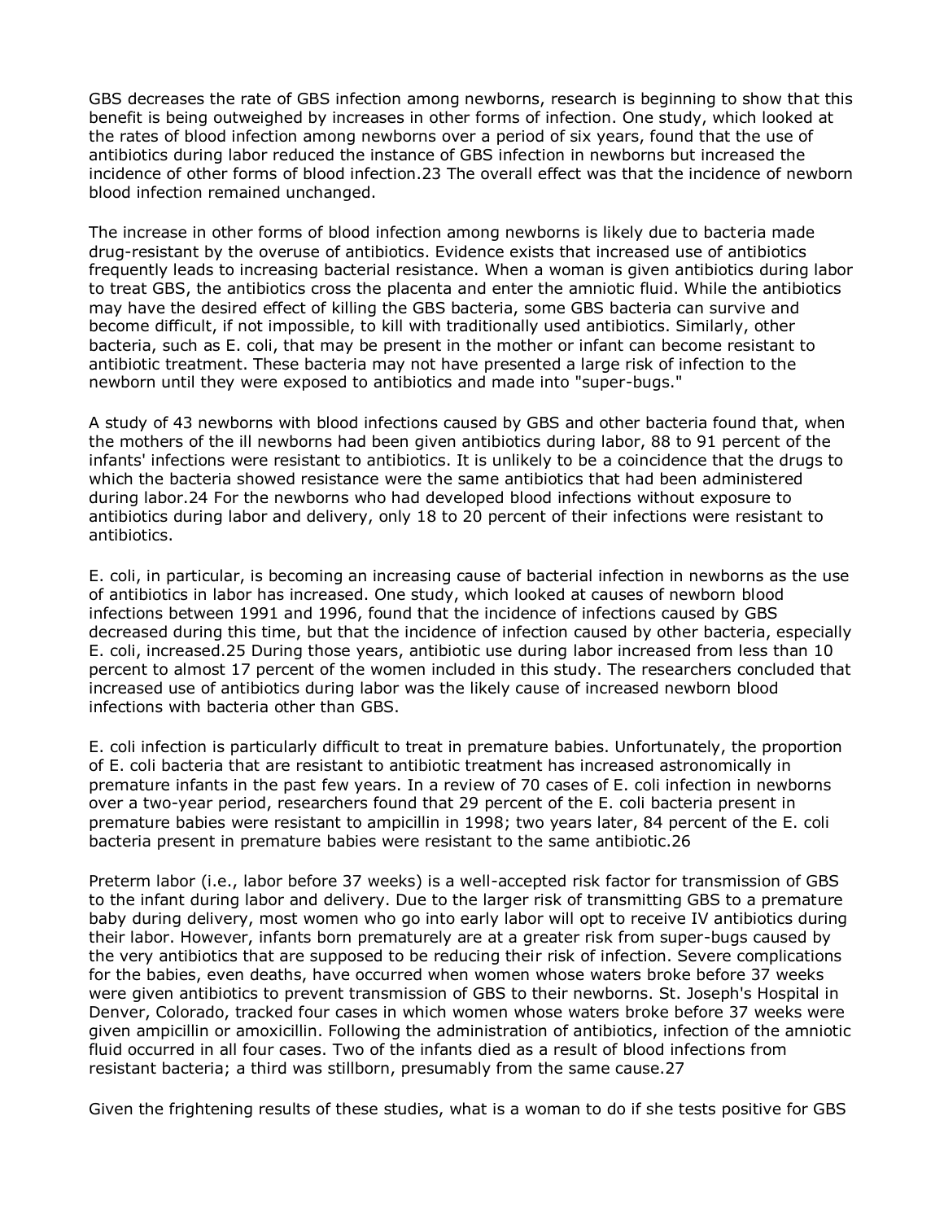GBS decreases the rate of GBS infection among newborns, research is beginning to show that this benefit is being outweighed by increases in other forms of infection. One study, which looked at the rates of blood infection among newborns over a period of six years, found that the use of antibiotics during labor reduced the instance of GBS infection in newborns but increased the incidence of other forms of blood infection.[23] The overall effect was that the incidence of newborn blood infection remained unchanged.

The increase in other forms of blood infection among newborns is likely due to bacteria made drug-resistant by the overuse of antibiotics. Evidence exists that increased use of antibiotics frequently leads to increasing bacterial resistance. When a woman is given antibiotics during labor to treat GBS, the antibiotics cross the placenta and enter the amniotic fluid. While the antibiotics may have the desired effect of killing the GBS bacteria, some GBS bacteria can survive and become difficult, if not impossible, to kill with traditionally used antibiotics. Similarly, other bacteria, such as E. coli, that may be present in the mother or infant can become resistant to antibiotic treatment. These bacteria may not have presented a large risk of infection to the newborn until they were exposed to antibiotics and made into "super-bugs."

A study of 43 newborns with blood infections caused by GBS and other bacteria found that, when the mothers of the ill newborns had been given antibiotics during labor, 88 to 91 percent of the infants' infections were resistant to antibiotics. It is unlikely to be a coincidence that the drugs to which the bacteria showed resistance were the same antibiotics that had been administered during labor.[24] For the newborns who had developed blood infections without exposure to antibiotics during labor and delivery, only 18 to 20 percent of their infections were resistant to antibiotics.

E. coli, in particular, is becoming an increasing cause of bacterial infection in newborns as the use of antibiotics in labor has increased. One study, which looked at causes of newborn blood infections between 1991 and 1996, found that the incidence of infections caused by GBS decreased during this time, but that the incidence of infection caused by other bacteria, especially E. coli, increased.[25] During those years, antibiotic use during labor increased from less than 10 percent to almost 17 percent of the women included in this study. The researchers concluded that increased use of antibiotics during labor was the likely cause of increased newborn blood infections with bacteria other than GBS.

E. coli infection is particularly difficult to treat in premature babies. Unfortunately, the proportion of E. coli bacteria that are resistant to antibiotic treatment has increased astronomically in premature infants in the past few years. In a review of 70 cases of E. coli infection in newborns over a two-year period, researchers found that 29 percent of the E. coli bacteria present in premature babies were resistant to ampicillin in 1998; two years later, 84 percent of the E. coli bacteria present in premature babies were resistant to the same antibiotic.[26]

Preterm labor (i.e., labor before 37 weeks) is a well-accepted risk factor for transmission of GBS to the infant during labor and delivery. Due to the larger risk of transmitting GBS to a premature baby during delivery, most women who go into early labor will opt to receive IV antibiotics during their labor. However, infants born prematurely are at a greater risk from super-bugs caused by the very antibiotics that are supposed to be reducing their risk of infection. Severe complications for the babies, even deaths, have occurred when women whose waters broke before 37 weeks were given antibiotics to prevent transmission of GBS to their newborns. St. Joseph's Hospital in Denver, Colorado, tracked four cases in which women whose waters broke before 37 weeks were given ampicillin or amoxicillin. Following the administration of antibiotics, infection of the amniotic fluid occurred in all four cases. Two of the infants died as a result of blood infections from resistant bacteria; a third was stillborn, presumably from the same cause.[27]

Given the frightening results of these studies, what is a woman to do if she tests positive for GBS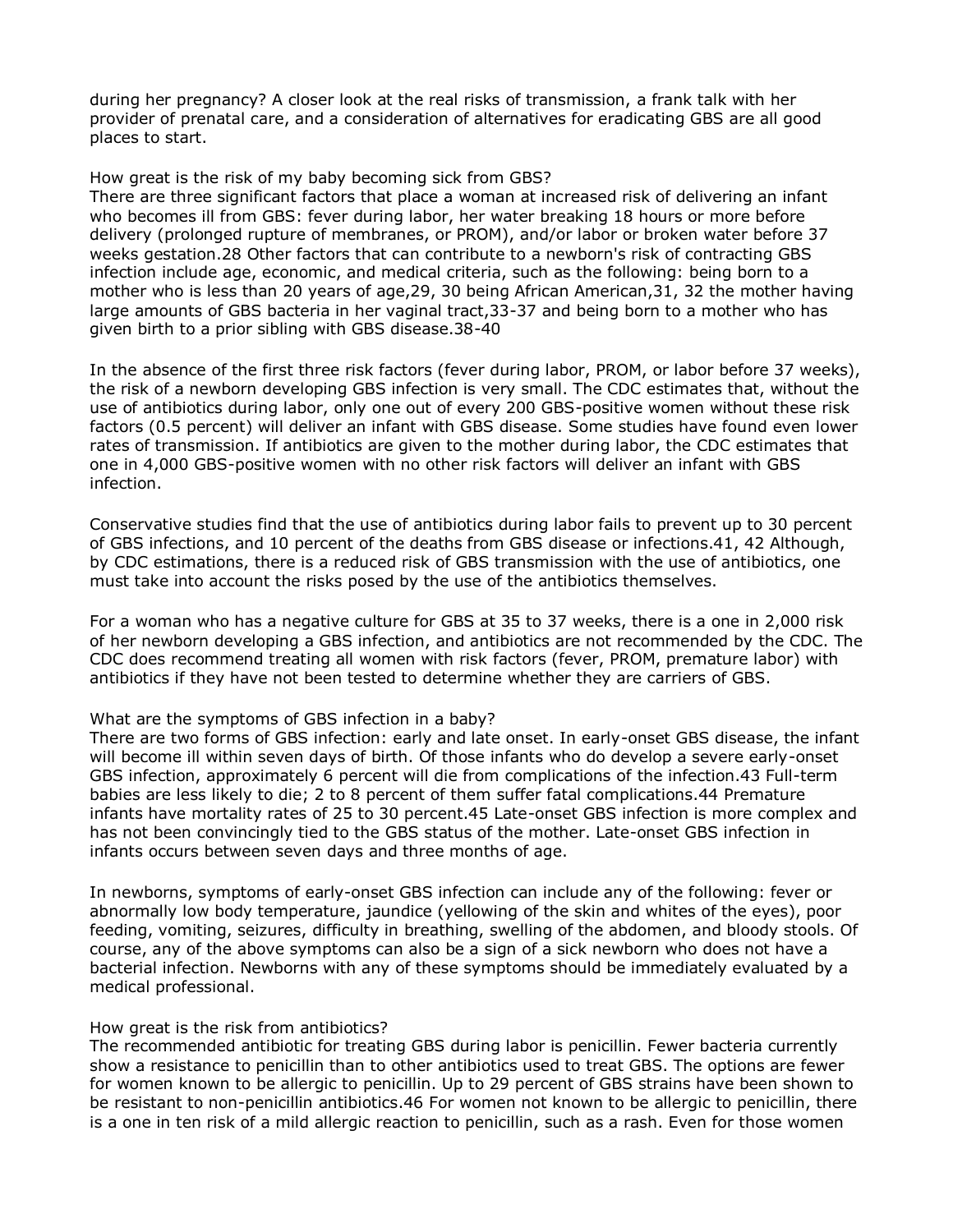during her pregnancy? A closer look at the real risks of transmission, a frank talk with her provider of prenatal care, and a consideration of alternatives for eradicating GBS are all good places to start.

### How great is the risk of my baby becoming sick from GBS?

There are three significant factors that place a woman at increased risk of delivering an infant who becomes ill from GBS: fever during labor, her water breaking 18 hours or more before delivery (prolonged rupture of membranes, or PROM), and/or labor or broken water before 37 weeks gestation.[28] Other factors that can contribute to a newborn's risk of contracting GBS infection include age, economic, and medical criteria, such as the following: being born to a mother who is less than 20 years of age,[29, 30] being African American,[31, 32] the mother having large amounts of GBS bacteria in her vaginal tract,[33-37] and being born to a mother who has given birth to a prior sibling with GBS disease.[38-40]

In the absence of the first three risk factors (fever during labor, PROM, or labor before 37 weeks), the risk of a newborn developing GBS infection is very small. The CDC estimates that, without the use of antibiotics during labor, only one out of every 200 GBS-positive women without these risk factors (0.5 percent) will deliver an infant with GBS disease. Some studies have found even lower rates of transmission. If antibiotics are given to the mother during labor, the CDC estimates that one in 4,000 GBS-positive women with no other risk factors will deliver an infant with GBS infection.

Conservative studies find that the use of antibiotics during labor fails to prevent up to 30 percent of GBS infections, and 10 percent of the deaths from GBS disease or infections.[41, 42] Although, by CDC estimations, there is a reduced risk of GBS transmission with the use of antibiotics, one must take into account the risks posed by the use of the antibiotics themselves.

For a woman who has a negative culture for GBS at 35 to 37 weeks, there is a one in 2,000 risk of her newborn developing a GBS infection, and antibiotics are not recommended by the CDC. The CDC does recommend treating all women with risk factors (fever, PROM, premature labor) with antibiotics if they have not been tested to determine whether they are carriers of GBS.

### What are the symptoms of GBS infection in a baby?

There are two forms of GBS infection: early and late onset. In early-onset GBS disease, the infant will become ill within seven days of birth. Of those infants who do develop a severe early-onset GBS infection, approximately 6 percent will die from complications of the infection.[43] Full-term babies are less likely to die; 2 to 8 percent of them suffer fatal complications.[44] Premature infants have mortality rates of 25 to 30 percent.[45] Late-onset GBS infection is more complex and has not been convincingly tied to the GBS status of the mother. Late-onset GBS infection in infants occurs between seven days and three months of age.

In newborns, symptoms of early-onset GBS infection can include any of the following: fever or abnormally low body temperature, jaundice (yellowing of the skin and whites of the eyes), poor feeding, vomiting, seizures, difficulty in breathing, swelling of the abdomen, and bloody stools. Of course, any of the above symptoms can also be a sign of a sick newborn who does not have a bacterial infection. Newborns with any of these symptoms should be immediately evaluated by a medical professional.

### How great is the risk from antibiotics?

The recommended antibiotic for treating GBS during labor is penicillin. Fewer bacteria currently show a resistance to penicillin than to other antibiotics used to treat GBS. The options are fewer for women known to be allergic to penicillin. Up to 29 percent of GBS strains have been shown to be resistant to non-penicillin antibiotics.[46] For women not known to be allergic to penicillin, there is a one in ten risk of a mild allergic reaction to penicillin, such as a rash. Even for those women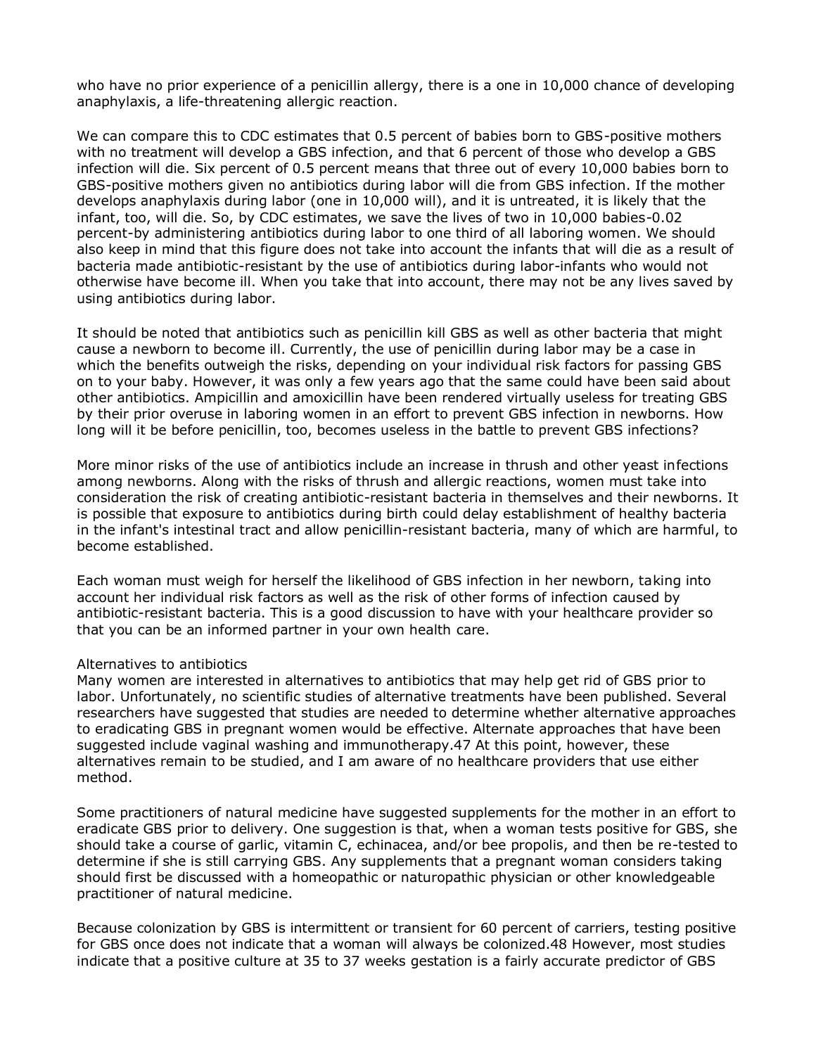who have no prior experience of a penicillin allergy, there is a one in 10,000 chance of developing anaphylaxis, a life-threatening allergic reaction.

We can compare this to CDC estimates that 0.5 percent of babies born to GBS-positive mothers with no treatment will develop a GBS infection, and that 6 percent of those who develop a GBS infection will die. Six percent of 0.5 percent means that three out of every 10,000 babies born to GBS-positive mothers given no antibiotics during labor will die from GBS infection. If the mother develops anaphylaxis during labor (one in 10,000 will), and it is untreated, it is likely that the infant, too, will die. So, by CDC estimates, we save the lives of two in 10,000 babies-0.02 percent-by administering antibiotics during labor to one third of all laboring women. We should also keep in mind that this figure does not take into account the infants that will die as a result of bacteria made antibiotic-resistant by the use of antibiotics during labor-infants who would not otherwise have become ill. When you take that into account, there may not be any lives saved by using antibiotics during labor.

It should be noted that antibiotics such as penicillin kill GBS as well as other bacteria that might cause a newborn to become ill. Currently, the use of penicillin during labor may be a case in which the benefits outweigh the risks, depending on your individual risk factors for passing GBS on to your baby. However, it was only a few years ago that the same could have been said about other antibiotics. Ampicillin and amoxicillin have been rendered virtually useless for treating GBS by their prior overuse in laboring women in an effort to prevent GBS infection in newborns. How long will it be before penicillin, too, becomes useless in the battle to prevent GBS infections?

More minor risks of the use of antibiotics include an increase in thrush and other yeast infections among newborns. Along with the risks of thrush and allergic reactions, women must take into consideration the risk of creating antibiotic-resistant bacteria in themselves and their newborns. It is possible that exposure to antibiotics during birth could delay establishment of healthy bacteria in the infant's intestinal tract and allow penicillin-resistant bacteria, many of which are harmful, to become established.

Each woman must weigh for herself the likelihood of GBS infection in her newborn, taking into account her individual risk factors as well as the risk of other forms of infection caused by antibiotic-resistant bacteria. This is a good discussion to have with your healthcare provider so that you can be an informed partner in your own health care.

Alternatives to antibiotics

Many women are interested in alternatives to antibiotics that may help get rid of GBS prior to labor. Unfortunately, no scientific studies of alternative treatments have been published. Several researchers have suggested that studies are needed to determine whether alternative approaches to eradicating GBS in pregnant women would be effective. Alternate approaches that have been suggested include vaginal washing and immunotherapy.[47] At this point, however, these alternatives remain to be studied, and I am aware of no healthcare providers that use either method.

Some practitioners of natural medicine have suggested supplements for the mother in an effort to eradicate GBS prior to delivery. One suggestion is that, when a woman tests positive for GBS, she should take a course of garlic, vitamin C, echinacea, and/or bee propolis, and then be re-tested to determine if she is still carrying GBS. Any supplements that a pregnant woman considers taking should first be discussed with a homeopathic or naturopathic physician or other knowledgeable practitioner of natural medicine.

Because colonization by GBS is intermittent or transient for 60 percent of carriers, testing positive for GBS once does not indicate that a woman will always be colonized.[48] However, most studies indicate that a positive culture at 35 to 37 weeks gestation is a fairly accurate predictor of GBS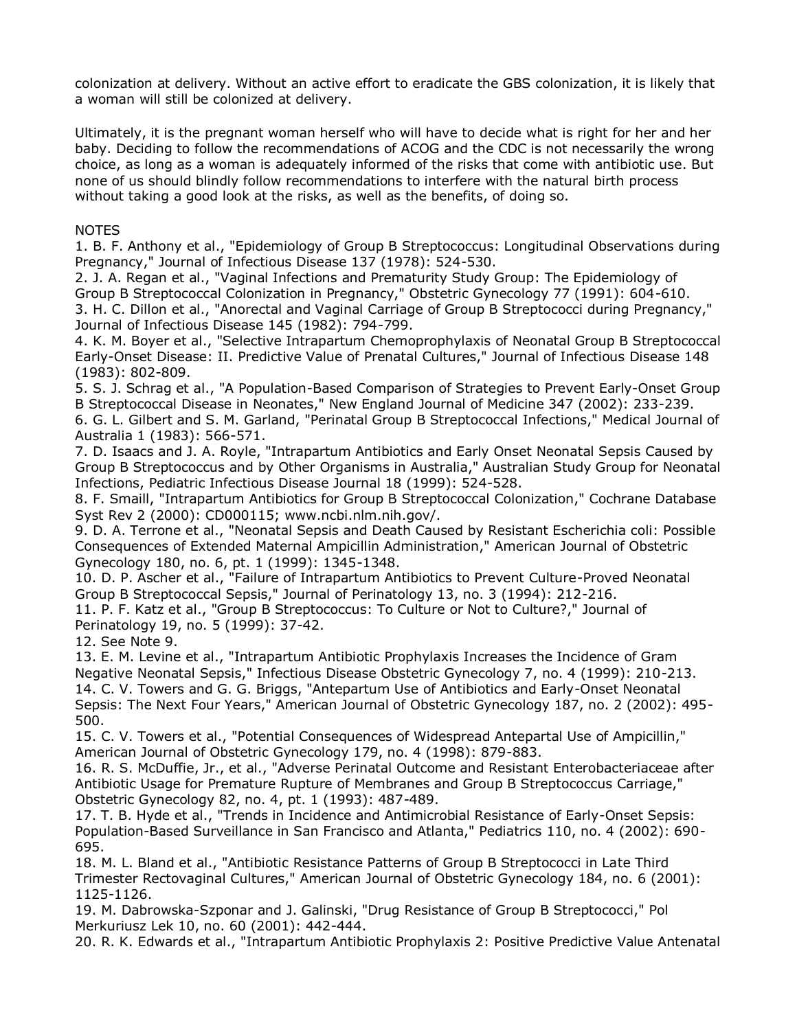colonization at delivery. Without an active effort to eradicate the GBS colonization, it is likely that a woman will still be colonized at delivery.

Ultimately, it is the pregnant woman herself who will have to decide what is right for her and her baby. Deciding to follow the recommendations of ACOG and the CDC is not necessarily the wrong choice, as long as a woman is adequately informed of the risks that come with antibiotic use. But none of us should blindly follow recommendations to interfere with the natural birth process without taking a good look at the risks, as well as the benefits, of doing so.

NOTES

1. B. F. Anthony et al., "Epidemiology of Group B Streptococcus: Longitudinal Observations during Pregnancy," Journal of Infectious Disease 137 (1978): 524-530.
2. J. A. Regan et al., "Vaginal Infections and Prematurity Study Group: The Epidemiology of Group B Streptococcal Colonization in Pregnancy," Obstetric Gynecology 77 (1991): 604-610.
3. H. C. Dillon et al., "Anorectal and Vaginal Carriage of Group B Streptococci during Pregnancy," Journal of Infectious Disease 145 (1982): 794-799.
4. K. M. Boyer et al., "Selective Intrapartum Chemoprophylaxis of Neonatal Group B Streptococcal Early-Onset Disease: II. Predictive Value of Prenatal Cultures," Journal of Infectious Disease 148 (1983): 802-809.
5. S. J. Schrag et al., "A Population-Based Comparison of Strategies to Prevent Early-Onset Group B Streptococcal Disease in Neonates," New England Journal of Medicine 347 (2002): 233-239.
6. G. L. Gilbert and S. M. Garland, "Perinatal Group B Streptococcal Infections," Medical Journal of Australia 1 (1983): 566-571.
7. D. Isaacs and J. A. Royle, "Intrapartum Antibiotics and Early Onset Neonatal Sepsis Caused by Group B Streptococcus and by Other Organisms in Australia," Australian Study Group for Neonatal Infections, Pediatric Infectious Disease Journal 18 (1999): 524-528.
8. F. Smaill, "Intrapartum Antibiotics for Group B Streptococcal Colonization," Cochrane Database Syst Rev 2 (2000): CD000115; www.ncbi.nlm.nih.gov/.
9. D. A. Terrone et al., "Neonatal Sepsis and Death Caused by Resistant Escherichia coli: Possible Consequences of Extended Maternal Ampicillin Administration," American Journal of Obstetric Gynecology 180, no. 6, pt. 1 (1999): 1345-1348.
10. D. P. Ascher et al., "Failure of Intrapartum Antibiotics to Prevent Culture-Proved Neonatal Group B Streptococcal Sepsis," Journal of Perinatology 13, no. 3 (1994): 212-216.
11. P. F. Katz et al., "Group B Streptococcus: To Culture or Not to Culture?," Journal of Perinatology 19, no. 5 (1999): 37-42.
12. See Note 9.
13. E. M. Levine et al., "Intrapartum Antibiotic Prophylaxis Increases the Incidence of Gram Negative Neonatal Sepsis," Infectious Disease Obstetric Gynecology 7, no. 4 (1999): 210-213.
14. C. V. Towers and G. G. Briggs, "Antepartum Use of Antibiotics and Early-Onset Neonatal Sepsis: The Next Four Years," American Journal of Obstetric Gynecology 187, no. 2 (2002): 495-500.
15. C. V. Towers et al., "Potential Consequences of Widespread Antepartal Use of Ampicillin," American Journal of Obstetric Gynecology 179, no. 4 (1998): 879-883.
16. R. S. McDuffie, Jr., et al., "Adverse Perinatal Outcome and Resistant Enterobacteriaceae after Antibiotic Usage for Premature Rupture of Membranes and Group B Streptococcus Carriage," Obstetric Gynecology 82, no. 4, pt. 1 (1993): 487-489.
17. T. B. Hyde et al., "Trends in Incidence and Antimicrobial Resistance of Early-Onset Sepsis: Population-Based Surveillance in San Francisco and Atlanta," Pediatrics 110, no. 4 (2002): 690-695.
18. M. L. Bland et al., "Antibiotic Resistance Patterns of Group B Streptococci in Late Third Trimester Rectovaginal Cultures," American Journal of Obstetric Gynecology 184, no. 6 (2001): 1125-1126.
19. M. Dabrowska-Szponar and J. Galinski, "Drug Resistance of Group B Streptococci," Pol Merkuriusz Lek 10, no. 60 (2001): 442-444.
20. R. K. Edwards et al., "Intrapartum Antibiotic Prophylaxis 2: Positive Predictive Value Antenatal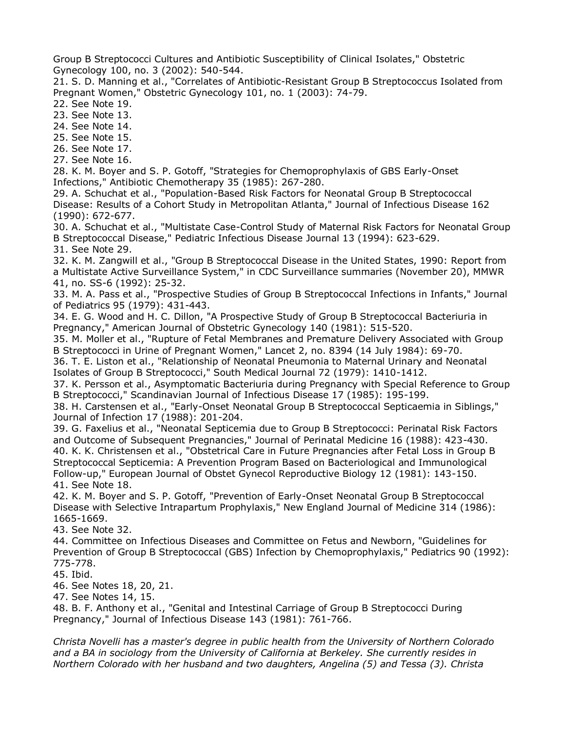Group B Streptococci Cultures and Antibiotic Susceptibility of Clinical Isolates," Obstetric Gynecology 100, no. 3 (2002): 540-544.

21. S. D. Manning et al., "Correlates of Antibiotic-Resistant Group B Streptococcus Isolated from Pregnant Women," Obstetric Gynecology 101, no. 1 (2003): 74-79.

22. See Note 19.

23. See Note 13.

24. See Note 14.

25. See Note 15.

26. See Note 17.

27. See Note 16.

28. K. M. Boyer and S. P. Gotoff, "Strategies for Chemoprophylaxis of GBS Early-Onset Infections," Antibiotic Chemotherapy 35 (1985): 267-280.

29. A. Schuchat et al., "Population-Based Risk Factors for Neonatal Group B Streptococcal Disease: Results of a Cohort Study in Metropolitan Atlanta," Journal of Infectious Disease 162 (1990): 672-677.

30. A. Schuchat et al., "Multistate Case-Control Study of Maternal Risk Factors for Neonatal Group B Streptococcal Disease," Pediatric Infectious Disease Journal 13 (1994): 623-629.

31. See Note 29.

32. K. M. Zangwill et al., "Group B Streptococcal Disease in the United States, 1990: Report from a Multistate Active Surveillance System," in CDC Surveillance summaries (November 20), MMWR 41, no. SS-6 (1992): 25-32.

33. M. A. Pass et al., "Prospective Studies of Group B Streptococcal Infections in Infants," Journal of Pediatrics 95 (1979): 431-443.

34. E. G. Wood and H. C. Dillon, "A Prospective Study of Group B Streptococcal Bacteriuria in Pregnancy," American Journal of Obstetric Gynecology 140 (1981): 515-520.

35. M. Moller et al., "Rupture of Fetal Membranes and Premature Delivery Associated with Group B Streptococci in Urine of Pregnant Women," Lancet 2, no. 8394 (14 July 1984): 69-70.

36. T. E. Liston et al., "Relationship of Neonatal Pneumonia to Maternal Urinary and Neonatal Isolates of Group B Streptococci," South Medical Journal 72 (1979): 1410-1412.

37. K. Persson et al., Asymptomatic Bacteriuria during Pregnancy with Special Reference to Group B Streptococci," Scandinavian Journal of Infectious Disease 17 (1985): 195-199.

38. H. Carstensen et al., "Early-Onset Neonatal Group B Streptococcal Septicaemia in Siblings," Journal of Infection 17 (1988): 201-204.

39. G. Faxelius et al., "Neonatal Septicemia due to Group B Streptococci: Perinatal Risk Factors and Outcome of Subsequent Pregnancies," Journal of Perinatal Medicine 16 (1988): 423-430.

40. K. K. Christensen et al., "Obstetrical Care in Future Pregnancies after Fetal Loss in Group B Streptococcal Septicemia: A Prevention Program Based on Bacteriological and Immunological Follow-up," European Journal of Obstet Gynecol Reproductive Biology 12 (1981): 143-150.

41. See Note 18.

42. K. M. Boyer and S. P. Gotoff, "Prevention of Early-Onset Neonatal Group B Streptococcal Disease with Selective Intrapartum Prophylaxis," New England Journal of Medicine 314 (1986): 1665-1669.

43. See Note 32.

44. Committee on Infectious Diseases and Committee on Fetus and Newborn, "Guidelines for Prevention of Group B Streptococcal (GBS) Infection by Chemoprophylaxis," Pediatrics 90 (1992): 775-778.

45. Ibid.

46. See Notes 18, 20, 21.

47. See Notes 14, 15.

48. B. F. Anthony et al., "Genital and Intestinal Carriage of Group B Streptococci During Pregnancy," Journal of Infectious Disease 143 (1981): 761-766.

*Christa Novelli has a master's degree in public health from the University of Northern Colorado and a BA in sociology from the University of California at Berkeley. She currently resides in Northern Colorado with her husband and two daughters, Angelina (5) and Tessa (3). Christa*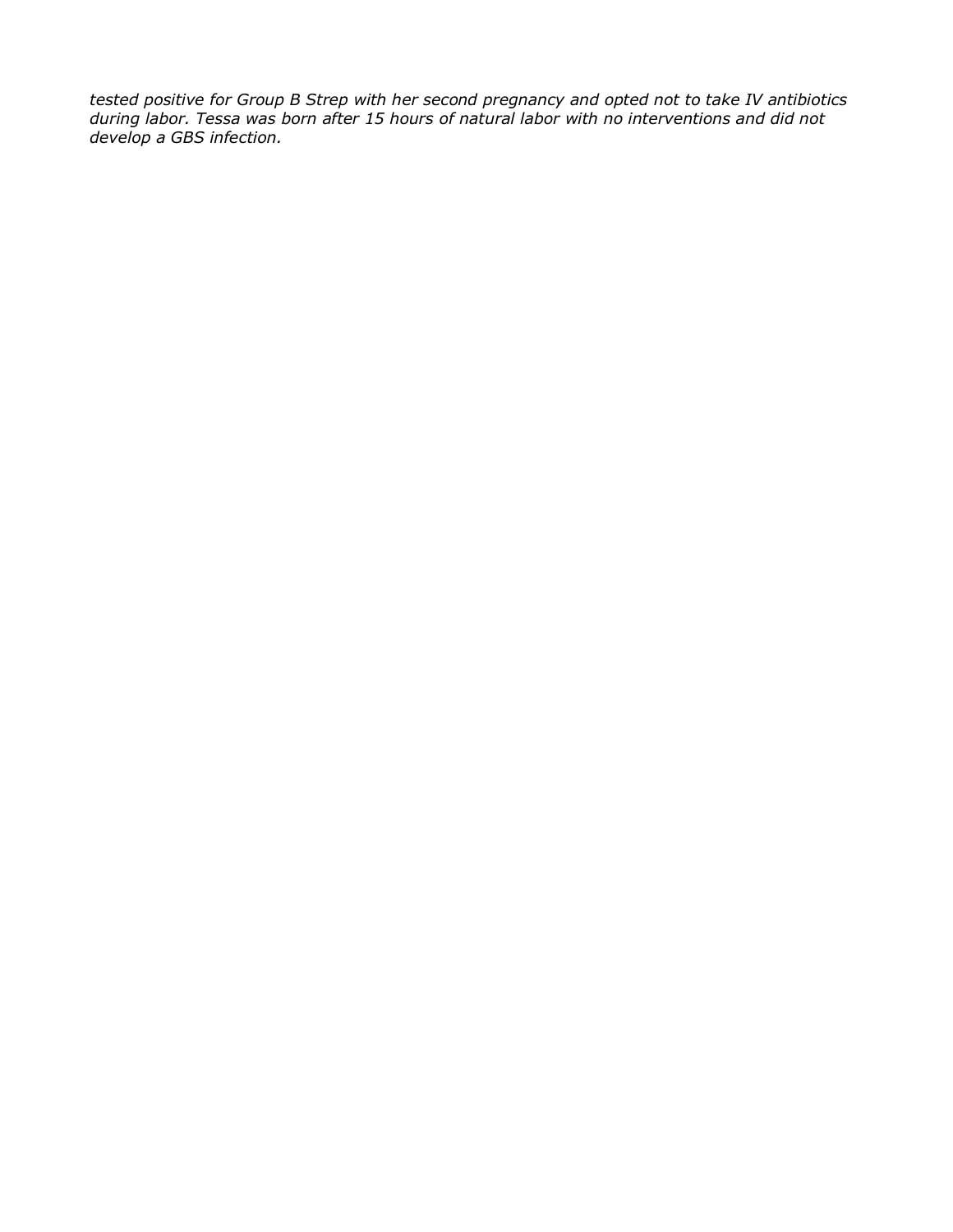*tested positive for Group B Strep with her second pregnancy and opted not to take IV antibiotics during labor. Tessa was born after 15 hours of natural labor with no interventions and did not develop a GBS infection.*